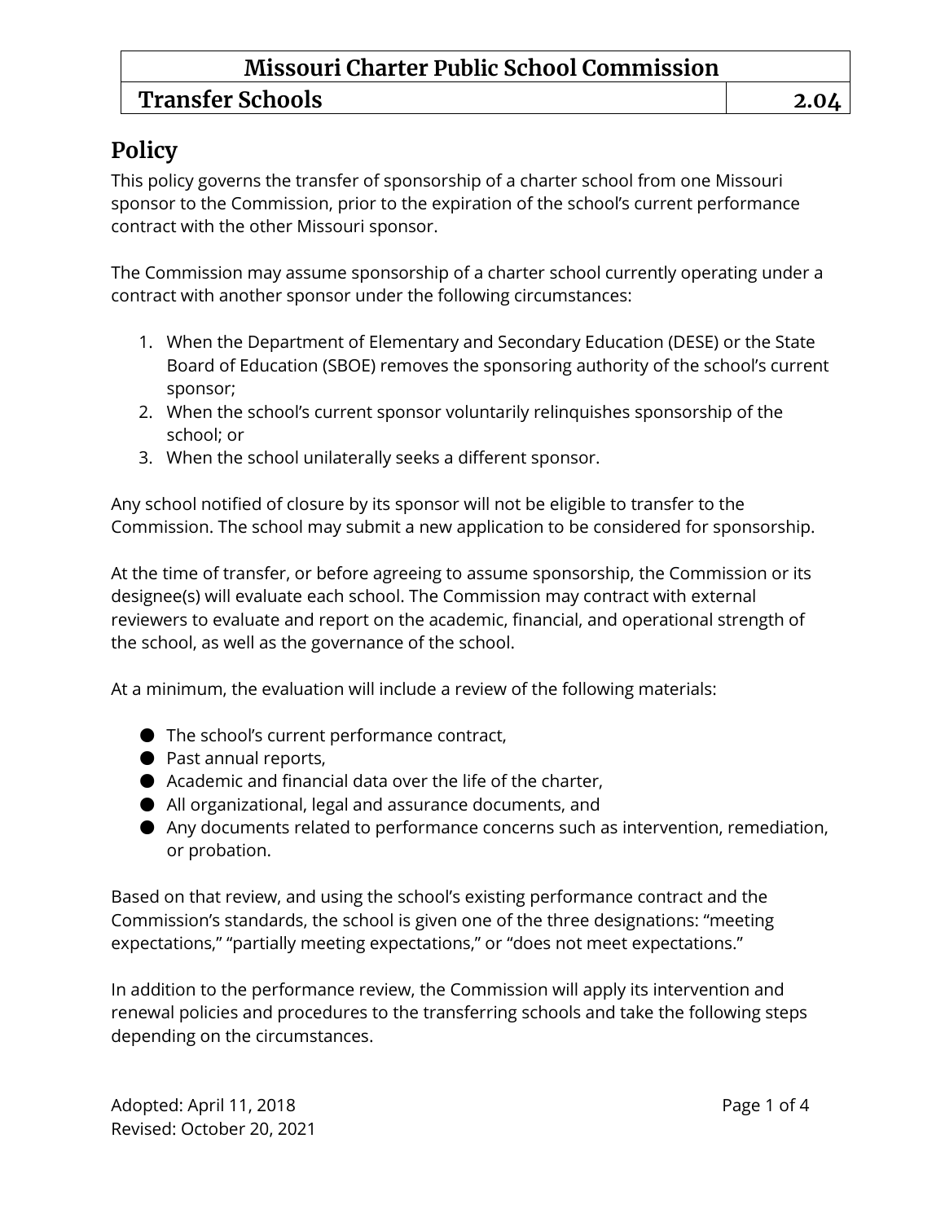# Missouri Charter Public School Commission

## Transfer Schools — 2.04

## Policy

This policy governs the transfer of sponsorship of a charter school from one Missouri sponsor to the Commission, prior to the expiration of the school's current performance contract with the other Missouri sponsor.

The Commission may assume sponsorship of a charter school currently operating under a contract with another sponsor under the following circumstances:

1. When the Department of Elementary and Secondary Education (DESE) or the State Board of Education (SBOE) removes the sponsoring authority of the school's current sponsor;
2. When the school's current sponsor voluntarily relinquishes sponsorship of the school; or
3. When the school unilaterally seeks a different sponsor.

Any school notified of closure by its sponsor will not be eligible to transfer to the Commission. The school may submit a new application to be considered for sponsorship.

At the time of transfer, or before agreeing to assume sponsorship, the Commission or its designee(s) will evaluate each school. The Commission may contract with external reviewers to evaluate and report on the academic, financial, and operational strength of the school, as well as the governance of the school.

At a minimum, the evaluation will include a review of the following materials:

- The school's current performance contract,
- Past annual reports,
- Academic and financial data over the life of the charter,
- All organizational, legal and assurance documents, and
- Any documents related to performance concerns such as intervention, remediation, or probation.

Based on that review, and using the school's existing performance contract and the Commission's standards, the school is given one of the three designations: "meeting expectations," "partially meeting expectations," or "does not meet expectations."

In addition to the performance review, the Commission will apply its intervention and renewal policies and procedures to the transferring schools and take the following steps depending on the circumstances.

Adopted: April 11, 2018
Revised: October 20, 2021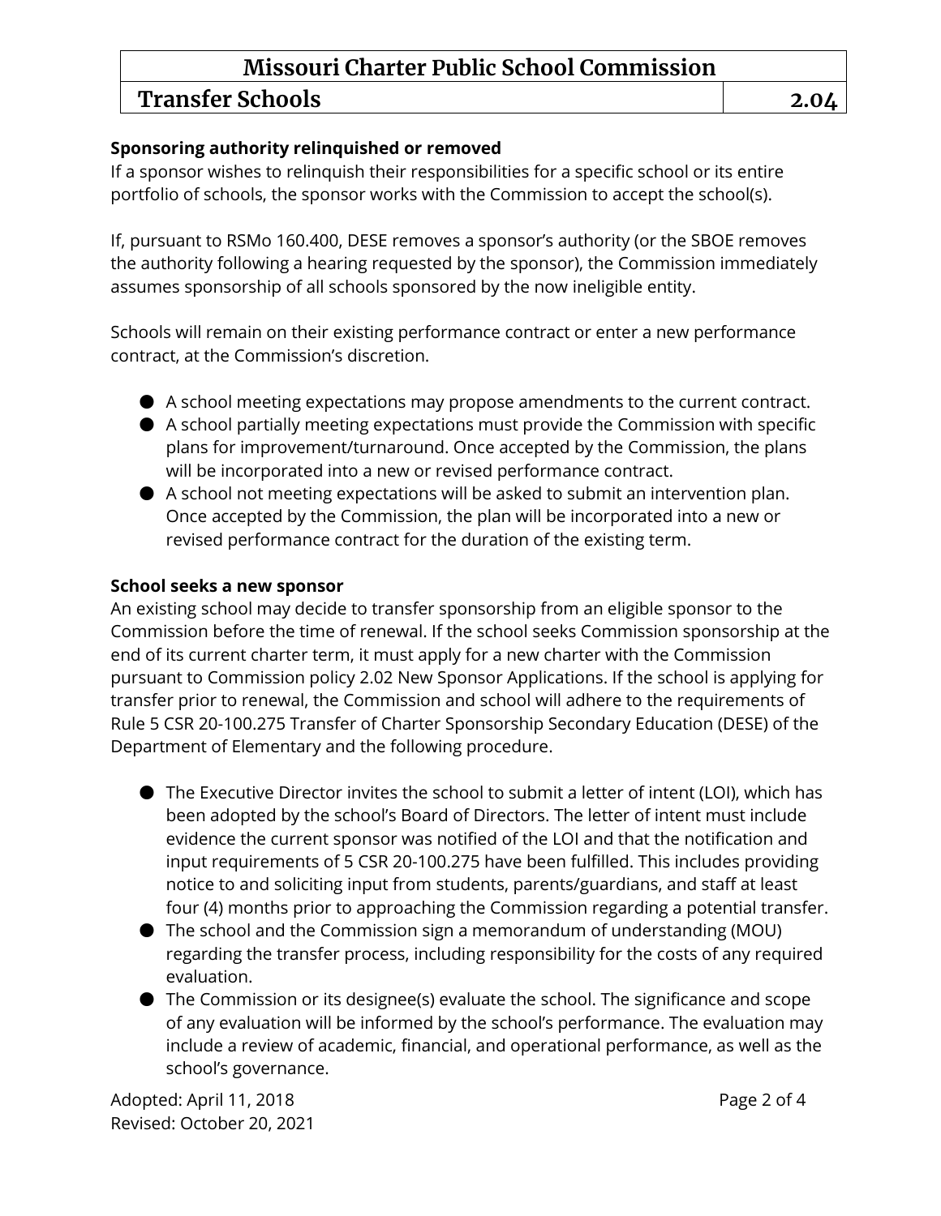**Sponsoring authority relinquished or removed**

If a sponsor wishes to relinquish their responsibilities for a specific school or its entire portfolio of schools, the sponsor works with the Commission to accept the school(s).

If, pursuant to RSMo 160.400, DESE removes a sponsor's authority (or the SBOE removes the authority following a hearing requested by the sponsor), the Commission immediately assumes sponsorship of all schools sponsored by the now ineligible entity.

Schools will remain on their existing performance contract or enter a new performance contract, at the Commission's discretion.

- A school meeting expectations may propose amendments to the current contract.
- A school partially meeting expectations must provide the Commission with specific plans for improvement/turnaround. Once accepted by the Commission, the plans will be incorporated into a new or revised performance contract.
- A school not meeting expectations will be asked to submit an intervention plan. Once accepted by the Commission, the plan will be incorporated into a new or revised performance contract for the duration of the existing term.

**School seeks a new sponsor**

An existing school may decide to transfer sponsorship from an eligible sponsor to the Commission before the time of renewal. If the school seeks Commission sponsorship at the end of its current charter term, it must apply for a new charter with the Commission pursuant to Commission policy 2.02 New Sponsor Applications. If the school is applying for transfer prior to renewal, the Commission and school will adhere to the requirements of Rule 5 CSR 20-100.275 Transfer of Charter Sponsorship Secondary Education (DESE) of the Department of Elementary and the following procedure.

- The Executive Director invites the school to submit a letter of intent (LOI), which has been adopted by the school's Board of Directors. The letter of intent must include evidence the current sponsor was notified of the LOI and that the notification and input requirements of 5 CSR 20-100.275 have been fulfilled. This includes providing notice to and soliciting input from students, parents/guardians, and staff at least four (4) months prior to approaching the Commission regarding a potential transfer.
- The school and the Commission sign a memorandum of understanding (MOU) regarding the transfer process, including responsibility for the costs of any required evaluation.
- The Commission or its designee(s) evaluate the school. The significance and scope of any evaluation will be informed by the school's performance. The evaluation may include a review of academic, financial, and operational performance, as well as the school's governance.

Adopted: April 11, 2018
Revised: October 20, 2021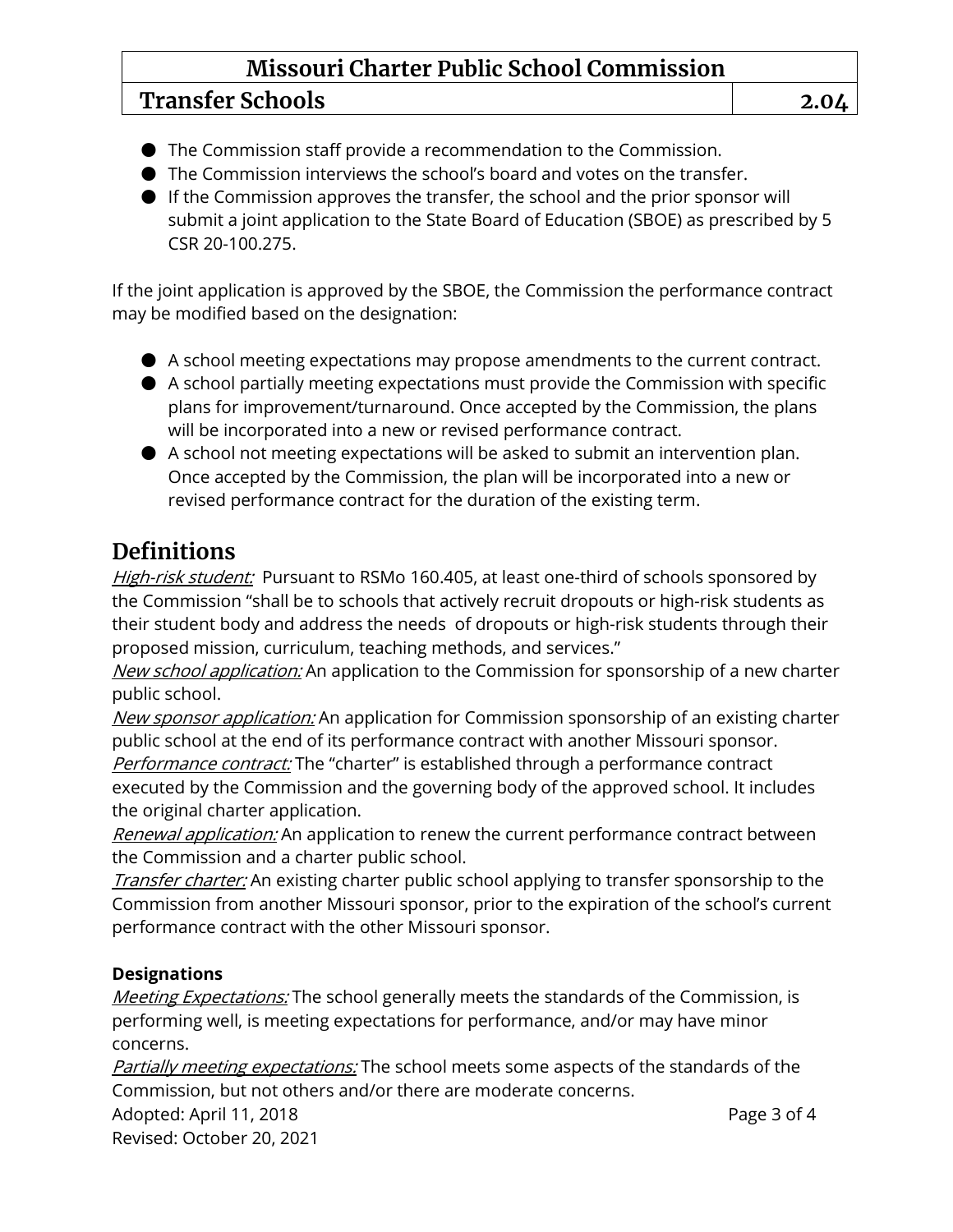- The Commission staff provide a recommendation to the Commission.
- The Commission interviews the school's board and votes on the transfer.
- If the Commission approves the transfer, the school and the prior sponsor will submit a joint application to the State Board of Education (SBOE) as prescribed by 5 CSR 20-100.275.

If the joint application is approved by the SBOE, the Commission the performance contract may be modified based on the designation:

- A school meeting expectations may propose amendments to the current contract.
- A school partially meeting expectations must provide the Commission with specific plans for improvement/turnaround. Once accepted by the Commission, the plans will be incorporated into a new or revised performance contract.
- A school not meeting expectations will be asked to submit an intervention plan. Once accepted by the Commission, the plan will be incorporated into a new or revised performance contract for the duration of the existing term.

# Definitions

*High-risk student:* Pursuant to RSMo 160.405, at least one-third of schools sponsored by the Commission "shall be to schools that actively recruit dropouts or high-risk students as their student body and address the needs of dropouts or high-risk students through their proposed mission, curriculum, teaching methods, and services."

*New school application:* An application to the Commission for sponsorship of a new charter public school.

*New sponsor application:* An application for Commission sponsorship of an existing charter public school at the end of its performance contract with another Missouri sponsor.

*Performance contract:* The "charter" is established through a performance contract executed by the Commission and the governing body of the approved school. It includes the original charter application.

*Renewal application:* An application to renew the current performance contract between the Commission and a charter public school.

*Transfer charter:* An existing charter public school applying to transfer sponsorship to the Commission from another Missouri sponsor, prior to the expiration of the school's current performance contract with the other Missouri sponsor.

**Designations**

*Meeting Expectations:* The school generally meets the standards of the Commission, is performing well, is meeting expectations for performance, and/or may have minor concerns.

*Partially meeting expectations:* The school meets some aspects of the standards of the Commission, but not others and/or there are moderate concerns.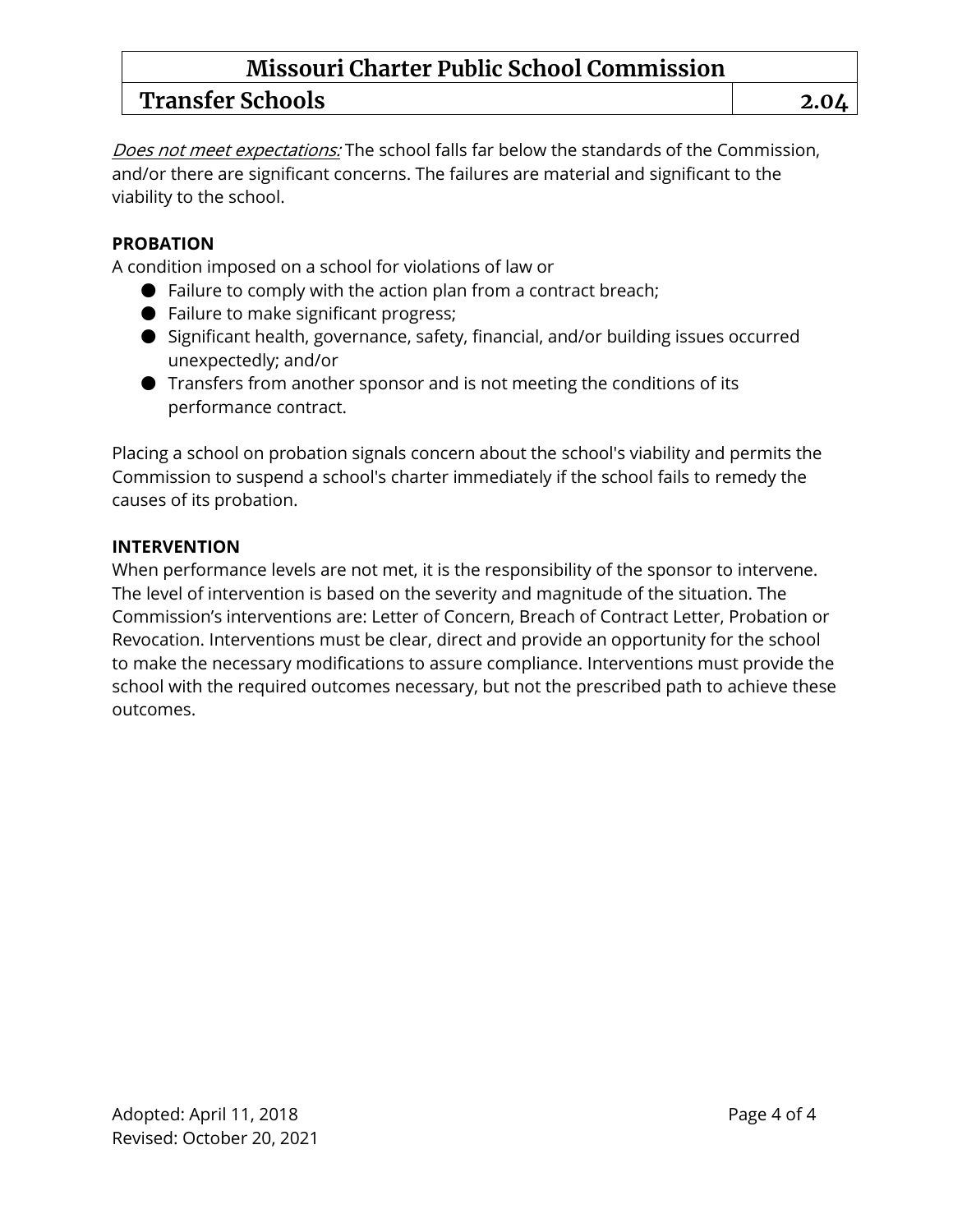*Does not meet expectations:* The school falls far below the standards of the Commission, and/or there are significant concerns. The failures are material and significant to the viability to the school.

**PROBATION**

A condition imposed on a school for violations of law or

- Failure to comply with the action plan from a contract breach;
- Failure to make significant progress;
- Significant health, governance, safety, financial, and/or building issues occurred unexpectedly; and/or
- Transfers from another sponsor and is not meeting the conditions of its performance contract.

Placing a school on probation signals concern about the school's viability and permits the Commission to suspend a school's charter immediately if the school fails to remedy the causes of its probation.

**INTERVENTION**

When performance levels are not met, it is the responsibility of the sponsor to intervene. The level of intervention is based on the severity and magnitude of the situation. The Commission's interventions are: Letter of Concern, Breach of Contract Letter, Probation or Revocation. Interventions must be clear, direct and provide an opportunity for the school to make the necessary modifications to assure compliance. Interventions must provide the school with the required outcomes necessary, but not the prescribed path to achieve these outcomes.